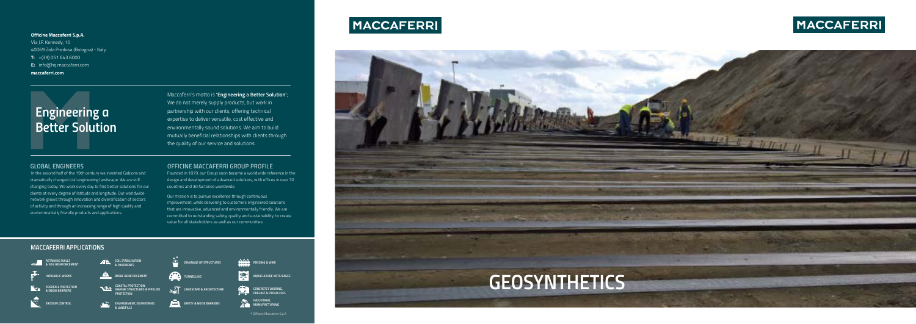**Officine Maccaferri S.p.A.**
Via J.F. Kennedy, 10
40069 Zola Predosa (Bologna) - Italy
**T:** +(39) 051 643 6000
**E:** info@hq.maccaferri.com
**maccaferri.com**

# Engineering a Better Solution

Maccaferri's motto is '**Engineering a Better Solution**'. We do not merely supply products, but work in partnership with our clients, offering technical expertise to deliver versatile, cost effective and environmentally sound solutions. We aim to build mutually beneficial relationships with clients through the quality of our service and solutions.

## GLOBAL ENGINEERS

In the second half of the 19th century we invented Gabions and dramatically changed civil engineering landscape. We are still changing today. We work every day to find better solutions for our clients at every degree of latitude and longitude. Our worldwide network grows through innovation and diversification of sectors of activity and through an increasing range of high quality and environmentally friendly products and applications.

## OFFICINE MACCAFERRI GROUP PROFILE

Founded in 1879, our Group soon became a worldwide reference in the design and development of advanced solutions, with offices in over 70 countries and 30 factories worldwide.

Our mission is to pursue excellence through continuous improvement, while delivering to customers engineered solutions that are innovative, advanced and environmentally friendly. We are committed to outstanding safety, quality and sustainability, to create value for all stakeholders as well as our communities.

## MACCAFERRI APPLICATIONS

- RETAINING WALLS & SOIL REINFORCEMENT
- HYDRAULIC WORKS
- ROCKFALL PROTECTION & SNOW BARRIERS
- EROSION CONTROL
- SOIL STABILISATION & PAVEMENTS
- BASAL REINFORCEMENT
- COASTAL PROTECTION, MARINE STRUCTURES & PIPELINE PROTECTION
- ENVIRONMENT, DEWATERING & LANDFILLS
- DRAINAGE OF STRUCTURES
- TUNNELLING
- LANDSCAPE & ARCHITECTURE
- SAFETY & NOISE BARRIERS
- FENCING & WIRE
- AQUACULTURE NETS/CAGES
- CONCRETE FLOORING, PRECAST & OTHER USES
- INDUSTRIAL MANUFACTURING

© Officine Maccaferri S.p.A.

MACCAFERRI

# GEOSYNTHETICS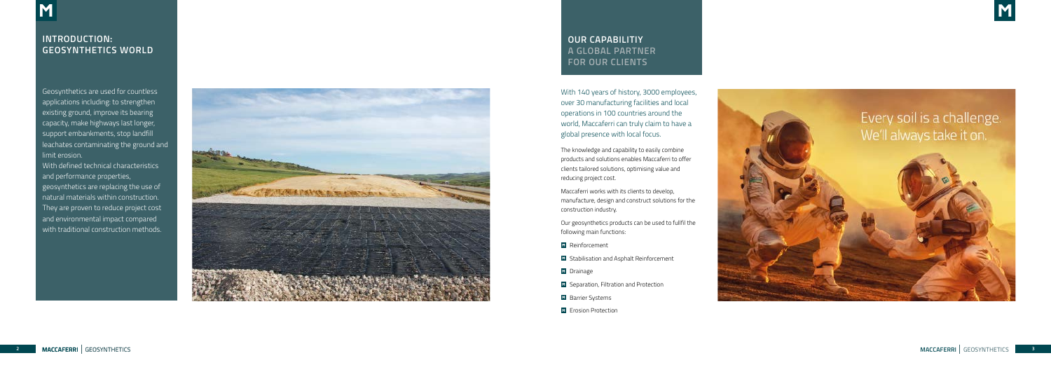## INTRODUCTION: GEOSYNTHETICS WORLD

Geosynthetics are used for countless applications including: to strengthen existing ground, improve its bearing capacity, make highways last longer, support embankments, stop landfill leachates contaminating the ground and limit erosion.

With defined technical characteristics and performance properties, geosynthetics are replacing the use of natural materials within construction. They are proven to reduce project cost and environmental impact compared with traditional construction methods.

## OUR CAPABILITIY
## A GLOBAL PARTNER FOR OUR CLIENTS

With 140 years of history, 3000 employees, over 30 manufacturing facilities and local operations in 100 countries around the world, Maccaferri can truly claim to have a global presence with local focus.

The knowledge and capability to easily combine products and solutions enables Maccaferri to offer clients tailored solutions, optimising value and reducing project cost.

Maccaferri works with its clients to develop, manufacture, design and construct solutions for the construction industry.

Our geosynthetics products can be used to fullfil the following main functions:

- Reinforcement
- Stabilisation and Asphalt Reinforcement
- Drainage
- Separation, Filtration and Protection
- Barrier Systems
- Erosion Protection

Every soil is a challenge.
We'll always take it on.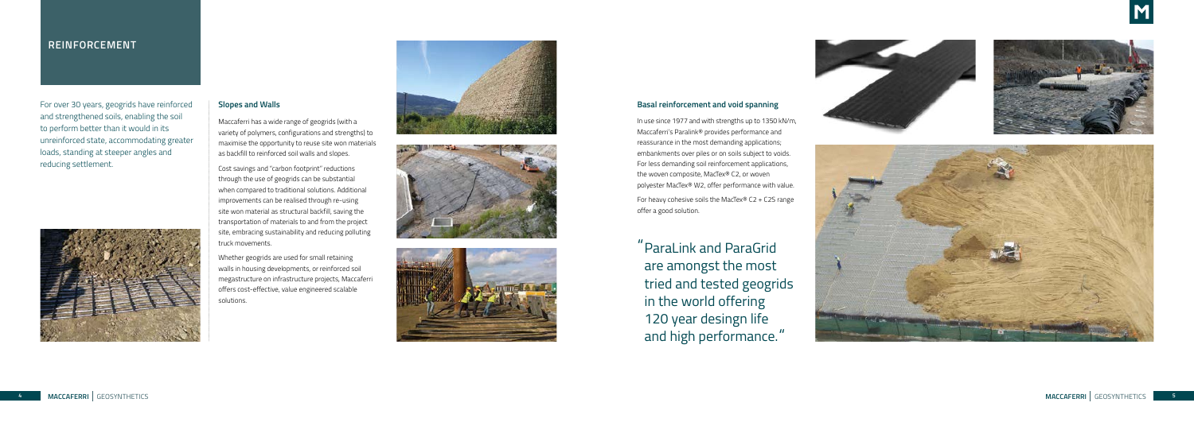## REINFORCEMENT

For over 30 years, geogrids have reinforced and strengthened soils, enabling the soil to perform better than it would in its unreinforced state, accommodating greater loads, standing at steeper angles and reducing settlement.

### Slopes and Walls

Maccaferri has a wide range of geogrids (with a variety of polymers, configurations and strengths) to maximise the opportunity to reuse site won materials as backfill to reinforced soil walls and slopes.

Cost savings and "carbon footprint" reductions through the use of geogrids can be substantial when compared to traditional solutions. Additional improvements can be realised through re-using site won material as structural backfill, saving the transportation of materials to and from the project site, embracing sustainability and reducing polluting truck movements.

Whether geogrids are used for small retaining walls in housing developments, or reinforced soil megastructure on infrastructure projects, Maccaferri offers cost-effective, value engineered scalable solutions.

### Basal reinforcement and void spanning

In use since 1977 and with strengths up to 1350 kN/m, Maccaferri's Paralink® provides performance and reassurance in the most demanding applications; embankments over piles or on soils subject to voids. For less demanding soil reinforcement applications, the woven composite, MacTex® C2, or woven polyester MacTex® W2, offer performance with value.

For heavy cohesive soils the MacTex® C2 + C2S range offer a good solution.

"ParaLink and ParaGrid are amongst the most tried and tested geogrids in the world offering 120 year desingn life and high performance."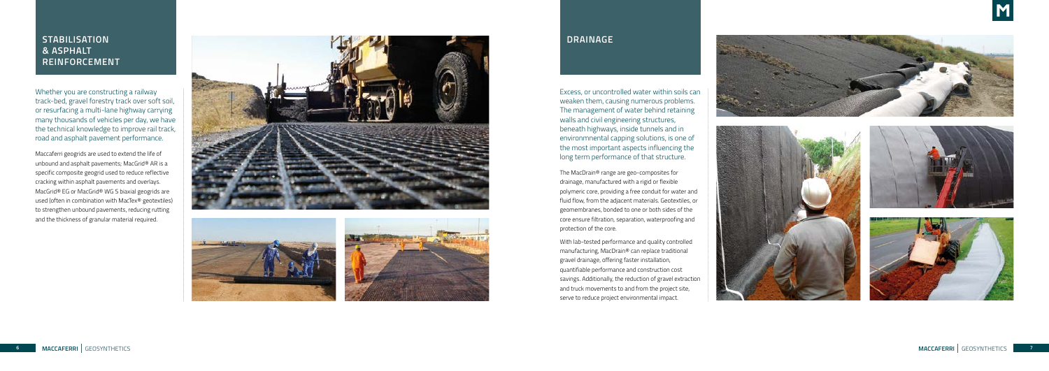## STABILISATION & ASPHALT REINFORCEMENT

Whether you are constructing a railway track-bed, gravel forestry track over soft soil, or resurfacing a multi-lane highway carrying many thousands of vehicles per day, we have the technical knowledge to improve rail track, road and asphalt pavement performance.

Maccaferri geogrids are used to extend the life of unbound and asphalt pavements; MacGrid® AR is a specific composite geogrid used to reduce reflective cracking within asphalt pavements and overlays. MacGrid® EG or MacGrid® WG S biaxial geogrids are used (often in combination with MacTex® geotextiles) to strengthen unbound pavements, reducing rutting and the thickness of granular material required.

## DRAINAGE

Excess, or uncontrolled water within soils can weaken them, causing numerous problems. The management of water behind retaining walls and civil engineering structures, beneath highways, inside tunnels and in environmnental capping solutions, is one of the most important aspects influencing the long term performance of that structure.

The MacDrain® range are geo-composites for drainage, manufactured with a rigid or flexible polymeric core, providing a free conduit for water and fluid flow, from the adjacent materials. Geotextiles, or geomembranes, bonded to one or both sides of the core ensure filtration, separation, waterproofing and protection of the core.

With lab-tested performance and quality controlled manufacturing, MacDrain® can replace traditional gravel drainage, offering faster installation, quantifiable performance and construction cost savings. Additionally, the reduction of gravel extraction and truck movements to and from the project site, serve to reduce project environmental impact.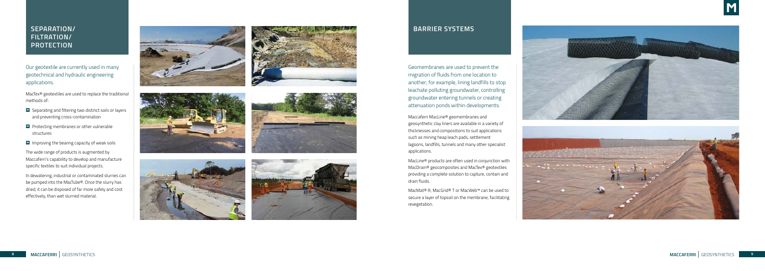## SEPARATION/ FILTRATION/ PROTECTION

Our geotextile are currently used in many geotechnical and hydraulic engineering applications.

MacTex® geotextiles are used to replace the traditional methods of:

- Separating and filtering two distinct soils or layers and preventing cross-contamination
- Protecting membranes or other vulnerable structures
- Improving the bearing capacity of weak soils

The wide range of products is augmented by Maccaferri's capability to develop and manufacture specific textiles to suit individual projects.

In dewatering, industrial or contaminated slurries can be pumped into the MacTube®. Once the slurry has dried, it can be disposed of far more safely and cost effectively, than wet slurried material.

## BARRIER SYSTEMS

Geomembranes are used to prevent the migration of fluids from one location to another; for example, lining landfills to stop leachate polluting groundwater, controlling groundwater entering tunnels or creating attenuation ponds within developments.

Maccaferri MacLine® geomembranes and geosynthetic clay liners are available in a variety of thicknesses and compositions to suit applications such as mining heap leach pads, settlement lagoons, landfills, tunnels and many other specialist applications.

MacLine® products are often used in conjunction with MacDrain® geocomposites and MacTex® geotextiles providing a complete solution to capture, contain and drain fluids.

MacMat® R, MacGrid® T or MacWeb™ can be used to secure a layer of topsoil on the membrane, facilitating revegetation.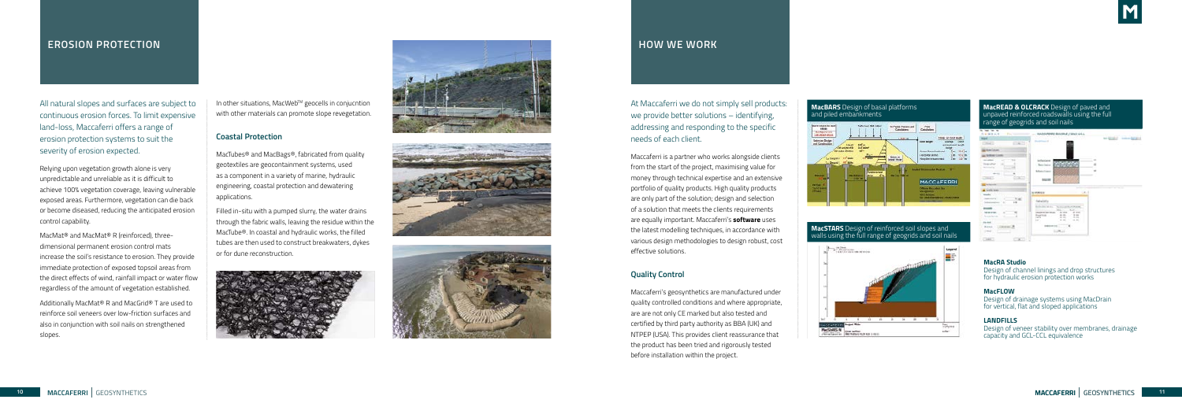## EROSION PROTECTION

All natural slopes and surfaces are subject to continuous erosion forces. To limit expensive land-loss, Maccaferri offers a range of erosion protection systems to suit the severity of erosion expected.

Relying upon vegetation growth alone is very unpredictable and unreliable as it is difficult to achieve 100% vegetation coverage, leaving vulnerable exposed areas. Furthermore, vegetation can die back or become diseased, reducing the anticipated erosion control capability.

MacMat® and MacMat® R (reinforced), three-dimensional permanent erosion control mats increase the soil's resistance to erosion. They provide immediate protection of exposed topsoil areas from the direct effects of wind, rainfall impact or water flow regardless of the amount of vegetation established.

Additionally MacMat® R and MacGrid® T are used to reinforce soil veneers over low-friction surfaces and also in conjunction with soil nails on strengthened slopes.

In other situations, MacWeb™ geocells in conjucntion with other materials can promote slope revegetation.

### Coastal Protection

MacTubes® and MacBags®, fabricated from quality geotextiles are geocontainment systems, used as a component in a variety of marine, hydraulic engineering, coastal protection and dewatering applications.

Filled in-situ with a pumped slurry, the water drains through the fabric walls, leaving the residue within the MacTube®. In coastal and hydraulic works, the filled tubes are then used to construct breakwaters, dykes or for dune reconstruction.

## HOW WE WORK

At Maccaferri we do not simply sell products: we provide better solutions – identifying, addressing and responding to the specific needs of each client.

Maccaferri is a partner who works alongside clients from the start of the project, maximising value for money through technical expertise and an extensive portfolio of quality products. High quality products are only part of the solution; design and selection of a solution that meets the clients requirements are equally important. Maccaferri's **software** uses the latest modelling techniques, in accordance with various design methodologies to design robust, cost effective solutions.

### Quality Control

Maccaferri's geosynthetics are manufactured under quality controlled conditions and where appropriate, are are not only CE marked but also tested and certified by third party authority as BBA (UK) and NTPEP (USA). This provides client reassurance that the product has been tried and rigorously tested before installation within the project.

**MacBARS** Design of basal platforms and piled embankments

**MacSTARS** Design of reinforced soil slopes and walls using the full range of geogrids and soil nails

**MacREAD & OLCRACK** Design of paved and unpaved reinforced roadswalls using the full range of geogrids and soil nails

**MacRA Studio**
Design of channel linings and drop structures for hydraulic erosion protection works

**MacFLOW**
Design of drainage systems using MacDrain for vertical, flat and sloped applications

**LANDFILLS**
Design of veneer stability over membranes, drainage capacity and GCL-CCL equivalence